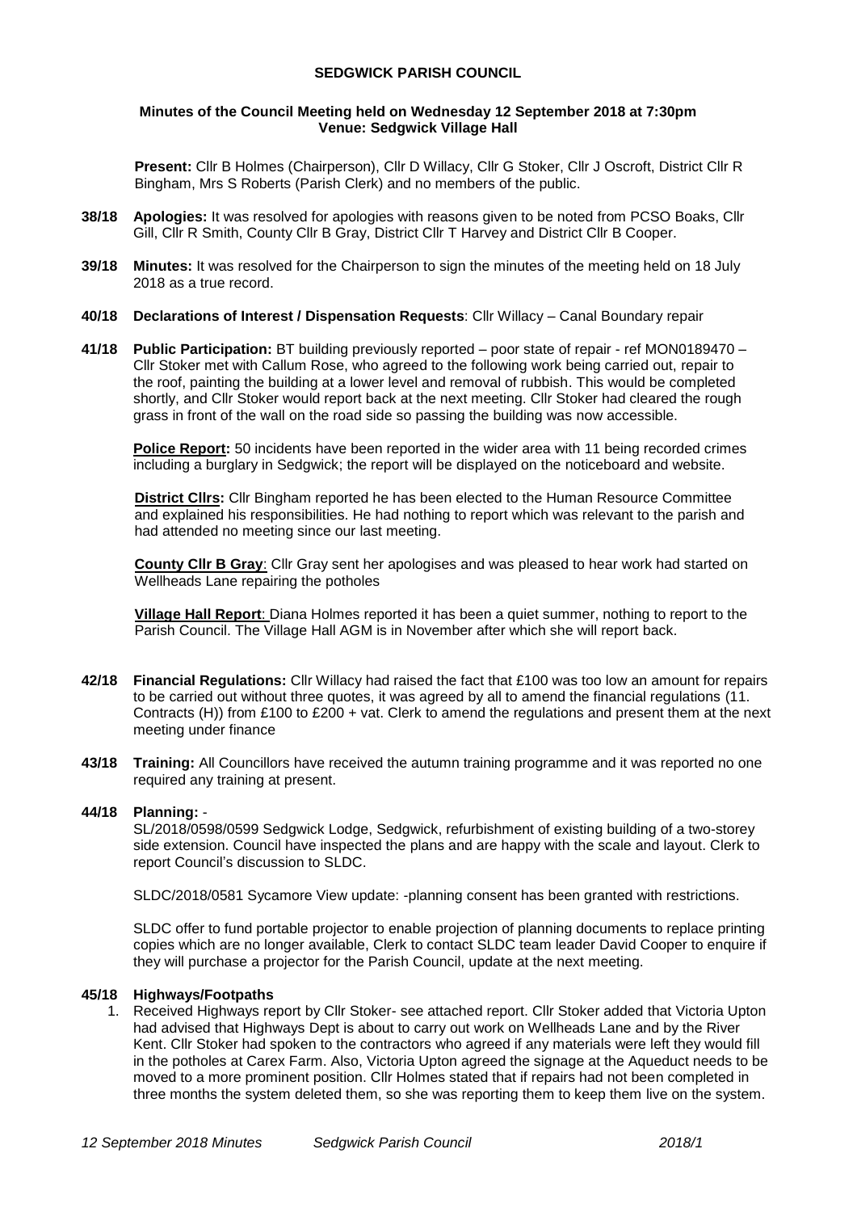# SEDGWICK PARISH COUNCIL

## Minutes of the Council Meeting held on Wednesday 12 September 2018 at 7:30pm
## Venue: Sedgwick Village Hall

**Present:** Cllr B Holmes (Chairperson), Cllr D Willacy, Cllr G Stoker, Cllr J Oscroft, District Cllr R Bingham, Mrs S Roberts (Parish Clerk) and no members of the public.

**38/18 Apologies:** It was resolved for apologies with reasons given to be noted from PCSO Boaks, Cllr Gill, Cllr R Smith, County Cllr B Gray, District Cllr T Harvey and District Cllr B Cooper.

**39/18 Minutes:** It was resolved for the Chairperson to sign the minutes of the meeting held on 18 July 2018 as a true record.

**40/18 Declarations of Interest / Dispensation Requests**: Cllr Willacy – Canal Boundary repair

**41/18 Public Participation:** BT building previously reported – poor state of repair - ref MON0189470 – Cllr Stoker met with Callum Rose, who agreed to the following work being carried out, repair to the roof, painting the building at a lower level and removal of rubbish. This would be completed shortly, and Cllr Stoker would report back at the next meeting. Cllr Stoker had cleared the rough grass in front of the wall on the road side so passing the building was now accessible.

**Police Report:** 50 incidents have been reported in the wider area with 11 being recorded crimes including a burglary in Sedgwick; the report will be displayed on the noticeboard and website.

**District Cllrs:** Cllr Bingham reported he has been elected to the Human Resource Committee and explained his responsibilities. He had nothing to report which was relevant to the parish and had attended no meeting since our last meeting.

**County Cllr B Gray**: Cllr Gray sent her apologises and was pleased to hear work had started on Wellheads Lane repairing the potholes

**Village Hall Report**: Diana Holmes reported it has been a quiet summer, nothing to report to the Parish Council. The Village Hall AGM is in November after which she will report back.

**42/18 Financial Regulations:** Cllr Willacy had raised the fact that £100 was too low an amount for repairs to be carried out without three quotes, it was agreed by all to amend the financial regulations (11. Contracts (H)) from £100 to £200 + vat. Clerk to amend the regulations and present them at the next meeting under finance

**43/18 Training:** All Councillors have received the autumn training programme and it was reported no one required any training at present.

**44/18 Planning:** -

SL/2018/0598/0599 Sedgwick Lodge, Sedgwick, refurbishment of existing building of a two-storey side extension. Council have inspected the plans and are happy with the scale and layout. Clerk to report Council's discussion to SLDC.

SLDC/2018/0581 Sycamore View update: -planning consent has been granted with restrictions.

SLDC offer to fund portable projector to enable projection of planning documents to replace printing copies which are no longer available, Clerk to contact SLDC team leader David Cooper to enquire if they will purchase a projector for the Parish Council, update at the next meeting.

**45/18 Highways/Footpaths**

1. Received Highways report by Cllr Stoker- see attached report. Cllr Stoker added that Victoria Upton had advised that Highways Dept is about to carry out work on Wellheads Lane and by the River Kent. Cllr Stoker had spoken to the contractors who agreed if any materials were left they would fill in the potholes at Carex Farm. Also, Victoria Upton agreed the signage at the Aqueduct needs to be moved to a more prominent position. Cllr Holmes stated that if repairs had not been completed in three months the system deleted them, so she was reporting them to keep them live on the system.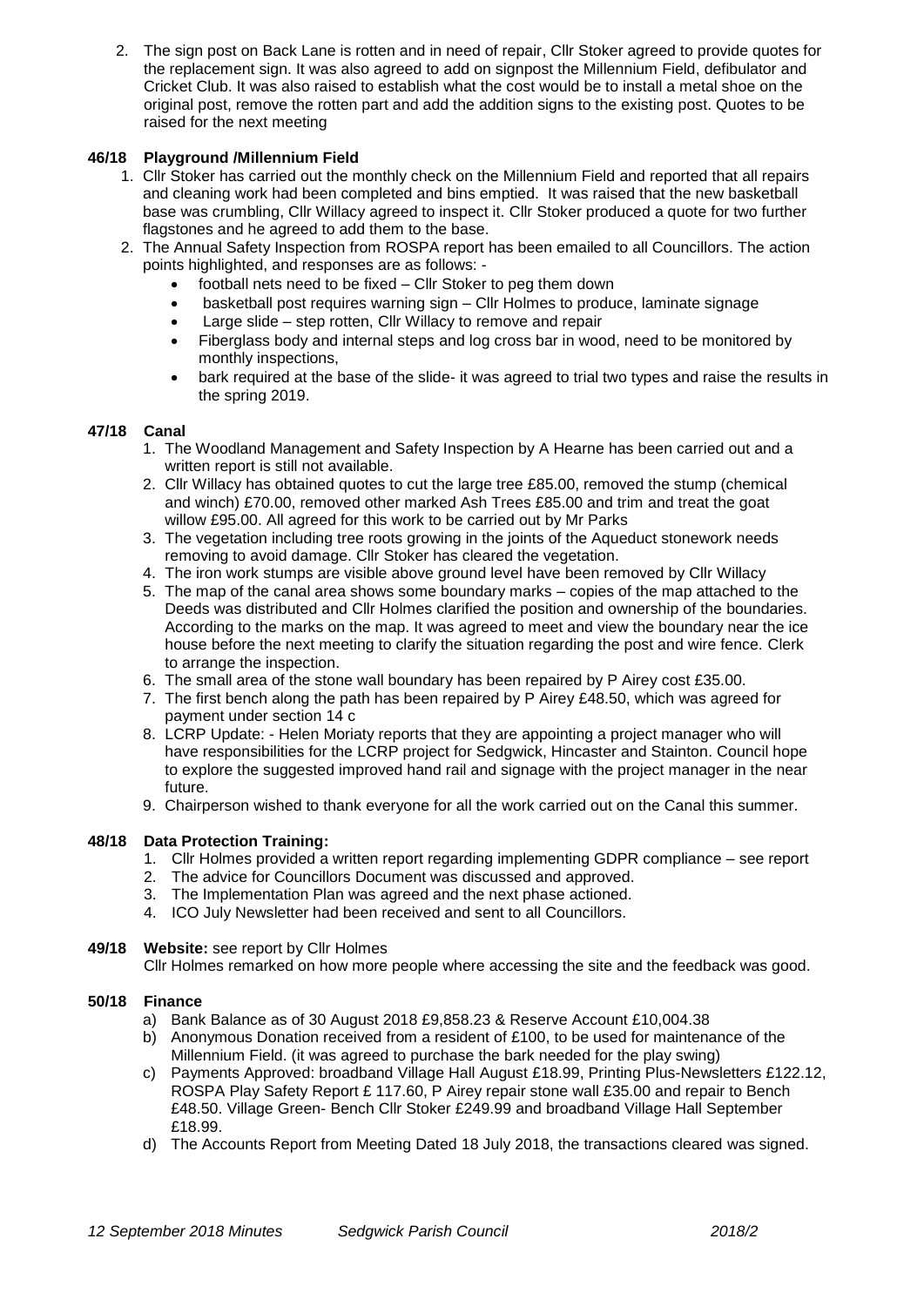2. The sign post on Back Lane is rotten and in need of repair, Cllr Stoker agreed to provide quotes for the replacement sign. It was also agreed to add on signpost the Millennium Field, defibulator and Cricket Club. It was also raised to establish what the cost would be to install a metal shoe on the original post, remove the rotten part and add the addition signs to the existing post. Quotes to be raised for the next meeting

**46/18 Playground /Millennium Field**

1. Cllr Stoker has carried out the monthly check on the Millennium Field and reported that all repairs and cleaning work had been completed and bins emptied. It was raised that the new basketball base was crumbling, Cllr Willacy agreed to inspect it. Cllr Stoker produced a quote for two further flagstones and he agreed to add them to the base.
2. The Annual Safety Inspection from ROSPA report has been emailed to all Councillors. The action points highlighted, and responses are as follows: -
   - football nets need to be fixed – Cllr Stoker to peg them down
   - basketball post requires warning sign – Cllr Holmes to produce, laminate signage
   - Large slide – step rotten, Cllr Willacy to remove and repair
   - Fiberglass body and internal steps and log cross bar in wood, need to be monitored by monthly inspections,
   - bark required at the base of the slide- it was agreed to trial two types and raise the results in the spring 2019.

**47/18 Canal**

1. The Woodland Management and Safety Inspection by A Hearne has been carried out and a written report is still not available.
2. Cllr Willacy has obtained quotes to cut the large tree £85.00, removed the stump (chemical and winch) £70.00, removed other marked Ash Trees £85.00 and trim and treat the goat willow £95.00. All agreed for this work to be carried out by Mr Parks
3. The vegetation including tree roots growing in the joints of the Aqueduct stonework needs removing to avoid damage. Cllr Stoker has cleared the vegetation.
4. The iron work stumps are visible above ground level have been removed by Cllr Willacy
5. The map of the canal area shows some boundary marks – copies of the map attached to the Deeds was distributed and Cllr Holmes clarified the position and ownership of the boundaries. According to the marks on the map. It was agreed to meet and view the boundary near the ice house before the next meeting to clarify the situation regarding the post and wire fence. Clerk to arrange the inspection.
6. The small area of the stone wall boundary has been repaired by P Airey cost £35.00.
7. The first bench along the path has been repaired by P Airey £48.50, which was agreed for payment under section 14 c
8. LCRP Update: - Helen Moriaty reports that they are appointing a project manager who will have responsibilities for the LCRP project for Sedgwick, Hincaster and Stainton. Council hope to explore the suggested improved hand rail and signage with the project manager in the near future.
9. Chairperson wished to thank everyone for all the work carried out on the Canal this summer.

**48/18 Data Protection Training:**

1. Cllr Holmes provided a written report regarding implementing GDPR compliance – see report
2. The advice for Councillors Document was discussed and approved.
3. The Implementation Plan was agreed and the next phase actioned.
4. ICO July Newsletter had been received and sent to all Councillors.

**49/18 Website:** see report by Cllr Holmes

Cllr Holmes remarked on how more people where accessing the site and the feedback was good.

**50/18 Finance**

a) Bank Balance as of 30 August 2018 £9,858.23 & Reserve Account £10,004.38
b) Anonymous Donation received from a resident of £100, to be used for maintenance of the Millennium Field. (it was agreed to purchase the bark needed for the play swing)
c) Payments Approved: broadband Village Hall August £18.99, Printing Plus-Newsletters £122.12, ROSPA Play Safety Report £ 117.60, P Airey repair stone wall £35.00 and repair to Bench £48.50. Village Green- Bench Cllr Stoker £249.99 and broadband Village Hall September £18.99.
d) The Accounts Report from Meeting Dated 18 July 2018, the transactions cleared was signed.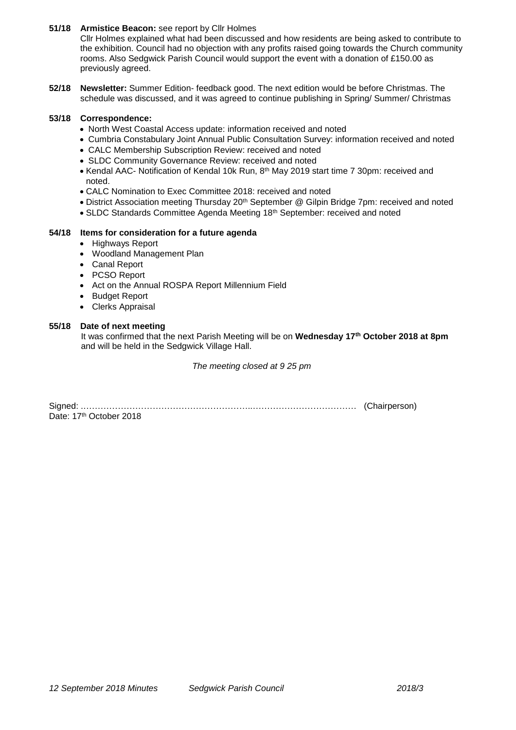**51/18 Armistice Beacon:** see report by Cllr Holmes

Cllr Holmes explained what had been discussed and how residents are being asked to contribute to the exhibition. Council had no objection with any profits raised going towards the Church community rooms. Also Sedgwick Parish Council would support the event with a donation of £150.00 as previously agreed.

**52/18 Newsletter:** Summer Edition- feedback good. The next edition would be before Christmas. The schedule was discussed, and it was agreed to continue publishing in Spring/ Summer/ Christmas

**53/18 Correspondence:**

- North West Coastal Access update: information received and noted
- Cumbria Constabulary Joint Annual Public Consultation Survey: information received and noted
- CALC Membership Subscription Review: received and noted
- SLDC Community Governance Review: received and noted
- Kendal AAC- Notification of Kendal 10k Run, 8th May 2019 start time 7 30pm: received and noted.
- CALC Nomination to Exec Committee 2018: received and noted
- District Association meeting Thursday 20th September @ Gilpin Bridge 7pm: received and noted
- SLDC Standards Committee Agenda Meeting 18th September: received and noted

**54/18 Items for consideration for a future agenda**

- Highways Report
- Woodland Management Plan
- Canal Report
- PCSO Report
- Act on the Annual ROSPA Report Millennium Field
- Budget Report
- Clerks Appraisal

**55/18 Date of next meeting**

It was confirmed that the next Parish Meeting will be on **Wednesday 17th October 2018 at 8pm** and will be held in the Sedgwick Village Hall.

*The meeting closed at 9 25 pm*

Signed: …………………………………………………..……………………………… (Chairperson)
Date: 17th October 2018